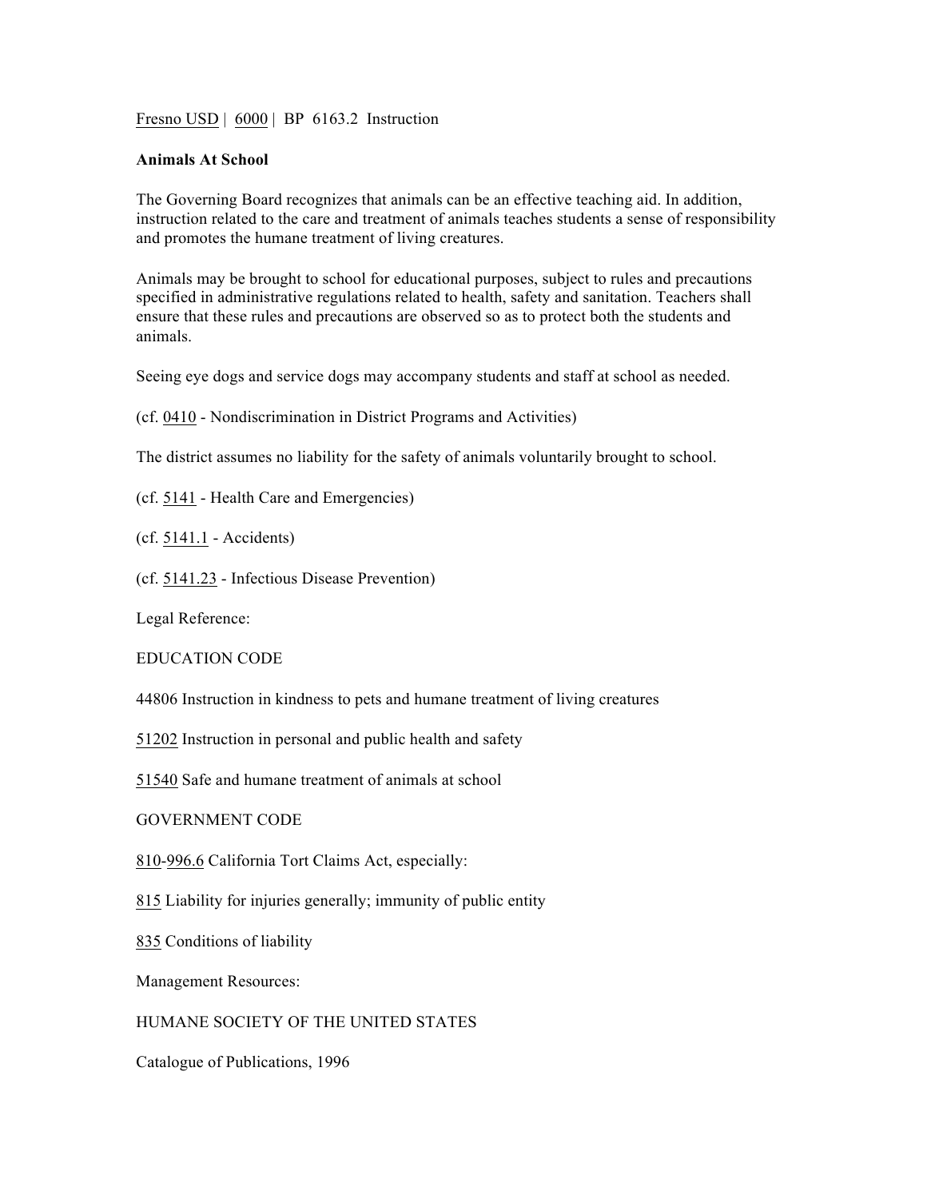Fresno USD | 6000 | BP 6163.2 Instruction

**Animals At School**

The Governing Board recognizes that animals can be an effective teaching aid. In addition, instruction related to the care and treatment of animals teaches students a sense of responsibility and promotes the humane treatment of living creatures.

Animals may be brought to school for educational purposes, subject to rules and precautions specified in administrative regulations related to health, safety and sanitation. Teachers shall ensure that these rules and precautions are observed so as to protect both the students and animals.

Seeing eye dogs and service dogs may accompany students and staff at school as needed.

(cf. 0410 - Nondiscrimination in District Programs and Activities)

The district assumes no liability for the safety of animals voluntarily brought to school.

(cf. 5141 - Health Care and Emergencies)

(cf. 5141.1 - Accidents)

(cf. 5141.23 - Infectious Disease Prevention)

Legal Reference:

EDUCATION CODE

44806 Instruction in kindness to pets and humane treatment of living creatures

51202 Instruction in personal and public health and safety

51540 Safe and humane treatment of animals at school

GOVERNMENT CODE

810-996.6 California Tort Claims Act, especially:

815 Liability for injuries generally; immunity of public entity

835 Conditions of liability

Management Resources:

HUMANE SOCIETY OF THE UNITED STATES

Catalogue of Publications, 1996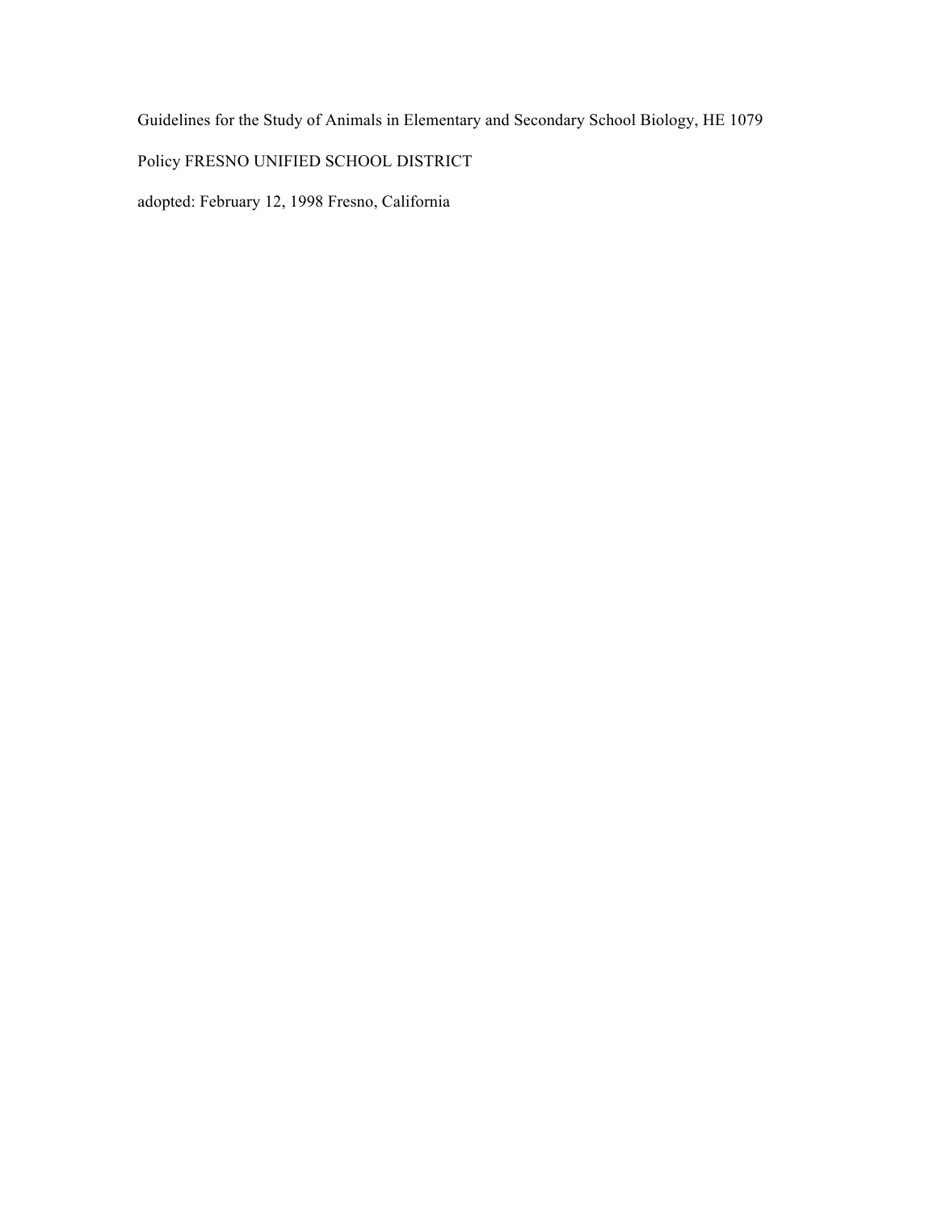Guidelines for the Study of Animals in Elementary and Secondary School Biology, HE 1079

Policy FRESNO UNIFIED SCHOOL DISTRICT

adopted: February 12, 1998 Fresno, California